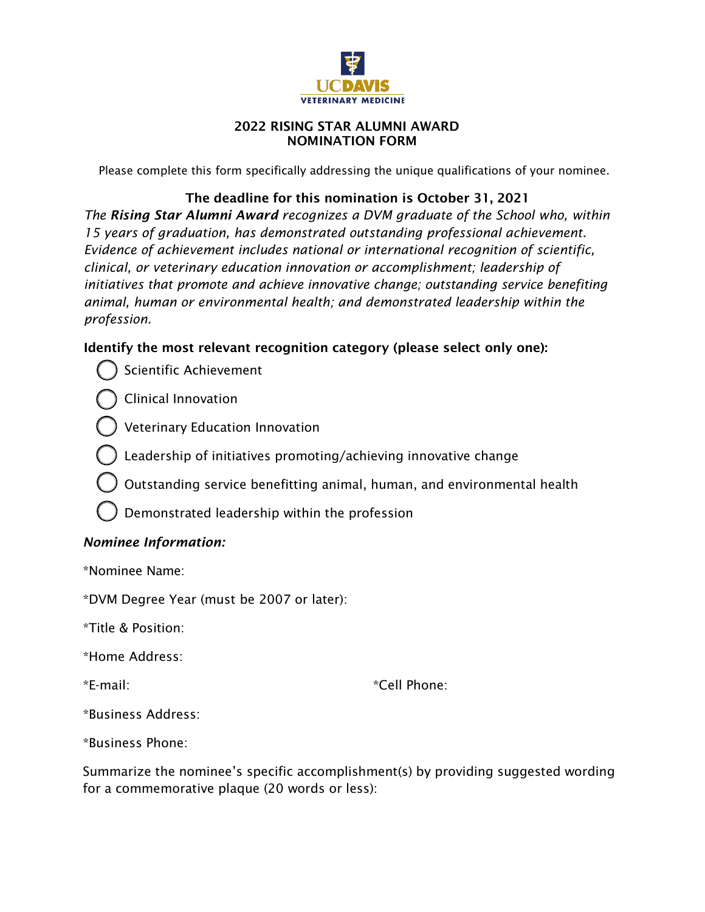UC DAVIS VETERINARY MEDICINE

## 2022 RISING STAR ALUMNI AWARD
## NOMINATION FORM

Please complete this form specifically addressing the unique qualifications of your nominee.

**The deadline for this nomination is October 31, 2021**

*The **Rising Star Alumni Award** recognizes a DVM graduate of the School who, within 15 years of graduation, has demonstrated outstanding professional achievement. Evidence of achievement includes national or international recognition of scientific, clinical, or veterinary education innovation or accomplishment; leadership of initiatives that promote and achieve innovative change; outstanding service benefiting animal, human or environmental health; and demonstrated leadership within the profession.*

**Identify the most relevant recognition category (please select only one):**

- ◯ Scientific Achievement
- ◯ Clinical Innovation
- ◯ Veterinary Education Innovation
- ◯ Leadership of initiatives promoting/achieving innovative change
- ◯ Outstanding service benefitting animal, human, and environmental health
- ◯ Demonstrated leadership within the profession

***Nominee Information:***

*Nominee Name:

*DVM Degree Year (must be 2007 or later):

*Title & Position:

*Home Address:

*E-mail: *Cell Phone:

*Business Address:

*Business Phone:

Summarize the nominee's specific accomplishment(s) by providing suggested wording for a commemorative plaque (20 words or less):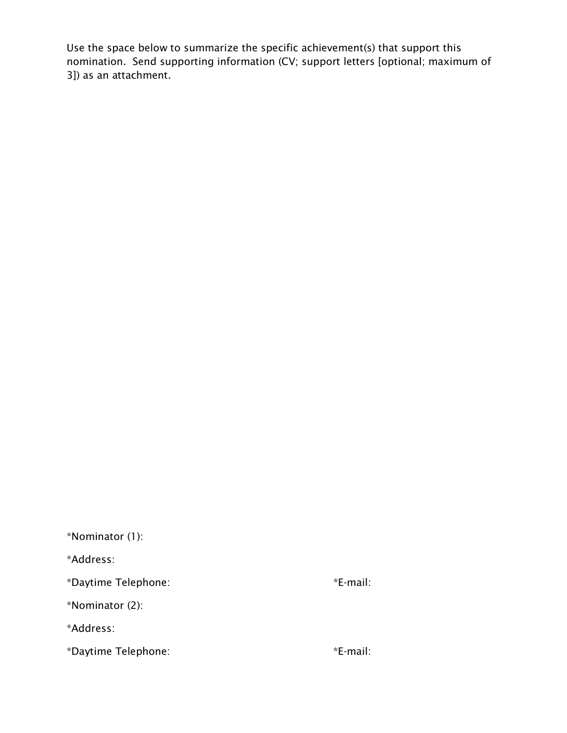Use the space below to summarize the specific achievement(s) that support this nomination. Send supporting information (CV; support letters [optional; maximum of 3]) as an attachment.

*Nominator (1):

*Address:

*Daytime Telephone: *E-mail:

*Nominator (2):

*Address:

*Daytime Telephone: *E-mail: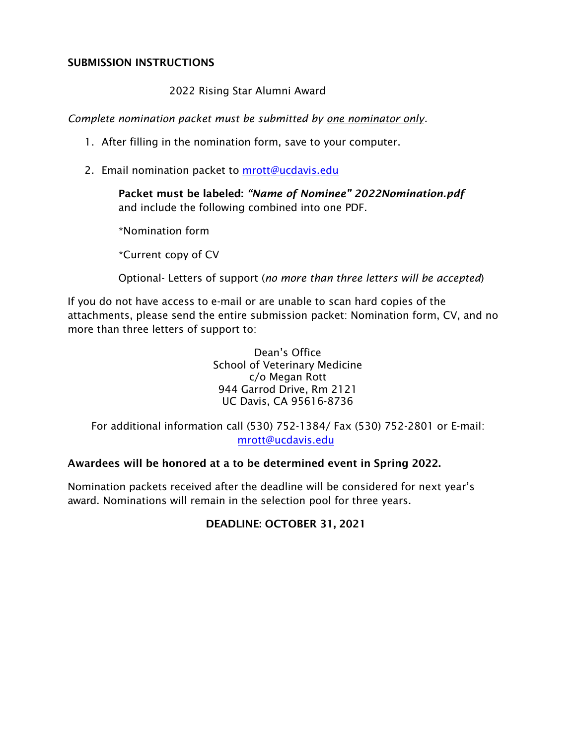**SUBMISSION INSTRUCTIONS**

2022 Rising Star Alumni Award

*Complete nomination packet must be submitted by one nominator only.*

1. After filling in the nomination form, save to your computer.

2. Email nomination packet to mrott@ucdavis.edu

   **Packet must be labeled: *"Name of Nominee" 2022Nomination.pdf***
   and include the following combined into one PDF.

   *Nomination form

   *Current copy of CV

   Optional- Letters of support (*no more than three letters will be accepted*)

If you do not have access to e-mail or are unable to scan hard copies of the attachments, please send the entire submission packet: Nomination form, CV, and no more than three letters of support to:

Dean's Office
School of Veterinary Medicine
c/o Megan Rott
944 Garrod Drive, Rm 2121
UC Davis, CA 95616-8736

For additional information call (530) 752-1384/ Fax (530) 752-2801 or E-mail: mrott@ucdavis.edu

**Awardees will be honored at a to be determined event in Spring 2022.**

Nomination packets received after the deadline will be considered for next year's award. Nominations will remain in the selection pool for three years.

**DEADLINE: OCTOBER 31, 2021**